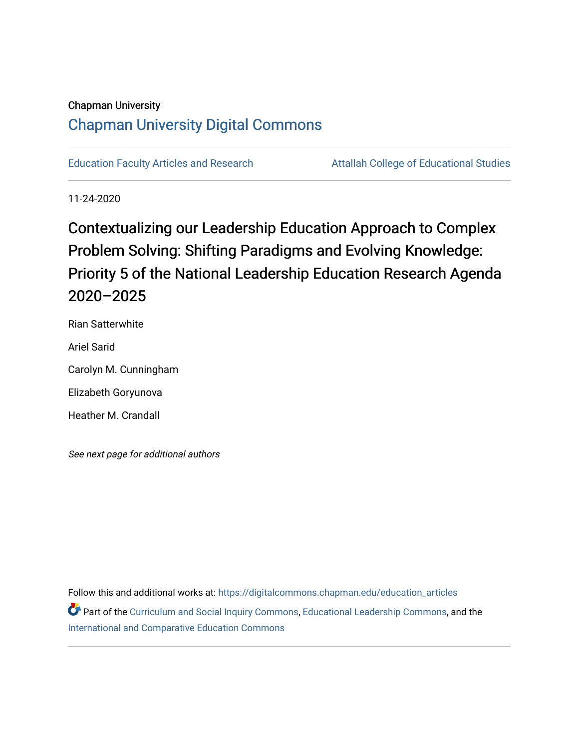Chapman University

# Chapman University Digital Commons

Education Faculty Articles and Research | Attallah College of Educational Studies

11-24-2020

# Contextualizing our Leadership Education Approach to Complex Problem Solving: Shifting Paradigms and Evolving Knowledge: Priority 5 of the National Leadership Education Research Agenda 2020–2025

Rian Satterwhite

Ariel Sarid

Carolyn M. Cunningham

Elizabeth Goryunova

Heather M. Crandall

*See next page for additional authors*

Follow this and additional works at: https://digitalcommons.chapman.edu/education_articles

Part of the Curriculum and Social Inquiry Commons, Educational Leadership Commons, and the International and Comparative Education Commons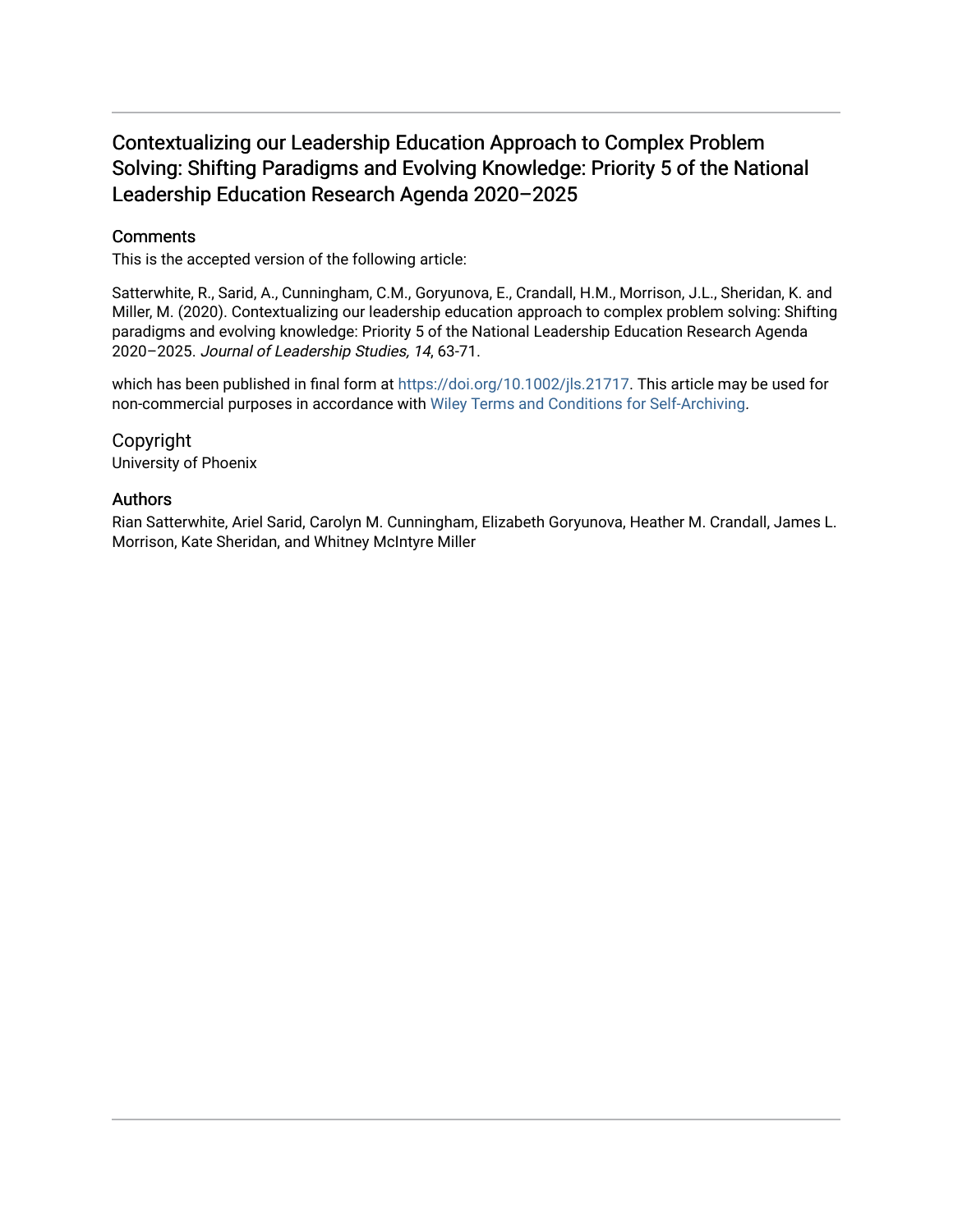# Contextualizing our Leadership Education Approach to Complex Problem Solving: Shifting Paradigms and Evolving Knowledge: Priority 5 of the National Leadership Education Research Agenda 2020–2025

## Comments

This is the accepted version of the following article:

Satterwhite, R., Sarid, A., Cunningham, C.M., Goryunova, E., Crandall, H.M., Morrison, J.L., Sheridan, K. and Miller, M. (2020). Contextualizing our leadership education approach to complex problem solving: Shifting paradigms and evolving knowledge: Priority 5 of the National Leadership Education Research Agenda 2020–2025. *Journal of Leadership Studies, 14*, 63-71.

which has been published in final form at https://doi.org/10.1002/jls.21717. This article may be used for non-commercial purposes in accordance with Wiley Terms and Conditions for Self-Archiving.

## Copyright

University of Phoenix

## Authors

Rian Satterwhite, Ariel Sarid, Carolyn M. Cunningham, Elizabeth Goryunova, Heather M. Crandall, James L. Morrison, Kate Sheridan, and Whitney McIntyre Miller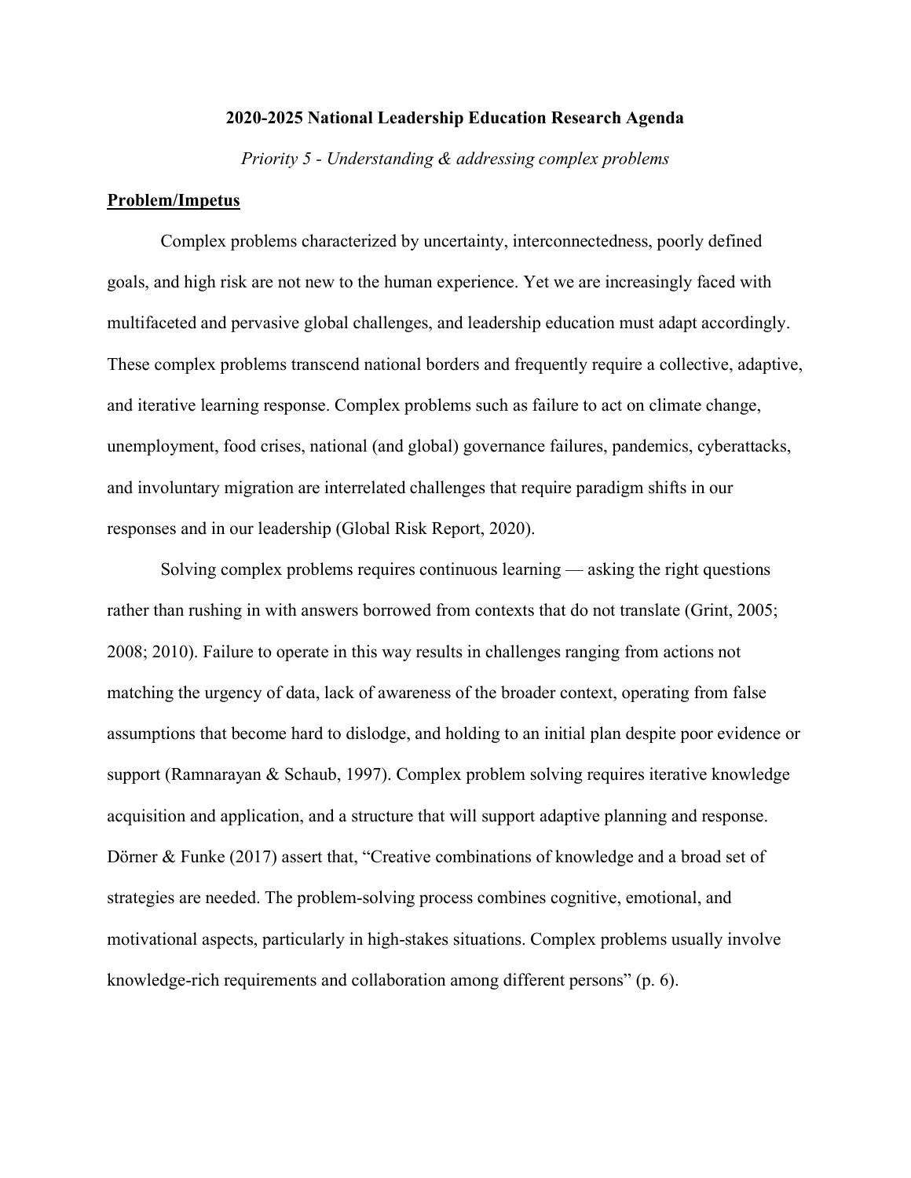**2020-2025 National Leadership Education Research Agenda**

*Priority 5 - Understanding & addressing complex problems*

## Problem/Impetus

Complex problems characterized by uncertainty, interconnectedness, poorly defined goals, and high risk are not new to the human experience. Yet we are increasingly faced with multifaceted and pervasive global challenges, and leadership education must adapt accordingly. These complex problems transcend national borders and frequently require a collective, adaptive, and iterative learning response. Complex problems such as failure to act on climate change, unemployment, food crises, national (and global) governance failures, pandemics, cyberattacks, and involuntary migration are interrelated challenges that require paradigm shifts in our responses and in our leadership (Global Risk Report, 2020).

Solving complex problems requires continuous learning — asking the right questions rather than rushing in with answers borrowed from contexts that do not translate (Grint, 2005; 2008; 2010). Failure to operate in this way results in challenges ranging from actions not matching the urgency of data, lack of awareness of the broader context, operating from false assumptions that become hard to dislodge, and holding to an initial plan despite poor evidence or support (Ramnarayan & Schaub, 1997). Complex problem solving requires iterative knowledge acquisition and application, and a structure that will support adaptive planning and response. Dörner & Funke (2017) assert that, "Creative combinations of knowledge and a broad set of strategies are needed. The problem-solving process combines cognitive, emotional, and motivational aspects, particularly in high-stakes situations. Complex problems usually involve knowledge-rich requirements and collaboration among different persons" (p. 6).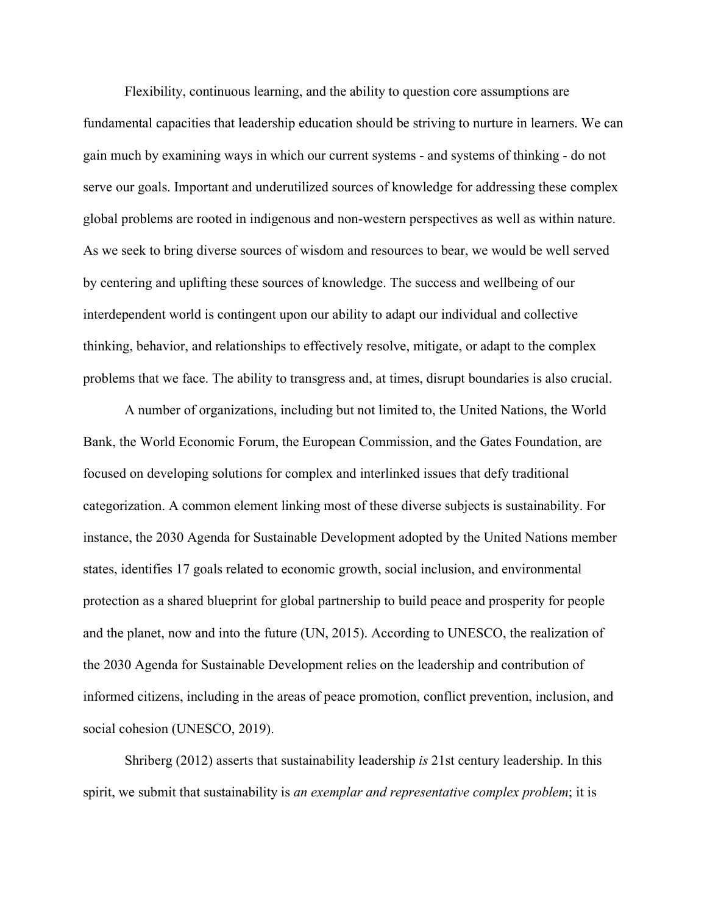Flexibility, continuous learning, and the ability to question core assumptions are fundamental capacities that leadership education should be striving to nurture in learners. We can gain much by examining ways in which our current systems - and systems of thinking - do not serve our goals. Important and underutilized sources of knowledge for addressing these complex global problems are rooted in indigenous and non-western perspectives as well as within nature. As we seek to bring diverse sources of wisdom and resources to bear, we would be well served by centering and uplifting these sources of knowledge. The success and wellbeing of our interdependent world is contingent upon our ability to adapt our individual and collective thinking, behavior, and relationships to effectively resolve, mitigate, or adapt to the complex problems that we face. The ability to transgress and, at times, disrupt boundaries is also crucial.

A number of organizations, including but not limited to, the United Nations, the World Bank, the World Economic Forum, the European Commission, and the Gates Foundation, are focused on developing solutions for complex and interlinked issues that defy traditional categorization. A common element linking most of these diverse subjects is sustainability. For instance, the 2030 Agenda for Sustainable Development adopted by the United Nations member states, identifies 17 goals related to economic growth, social inclusion, and environmental protection as a shared blueprint for global partnership to build peace and prosperity for people and the planet, now and into the future (UN, 2015). According to UNESCO, the realization of the 2030 Agenda for Sustainable Development relies on the leadership and contribution of informed citizens, including in the areas of peace promotion, conflict prevention, inclusion, and social cohesion (UNESCO, 2019).

Shriberg (2012) asserts that sustainability leadership *is* 21st century leadership. In this spirit, we submit that sustainability is *an exemplar and representative complex problem*; it is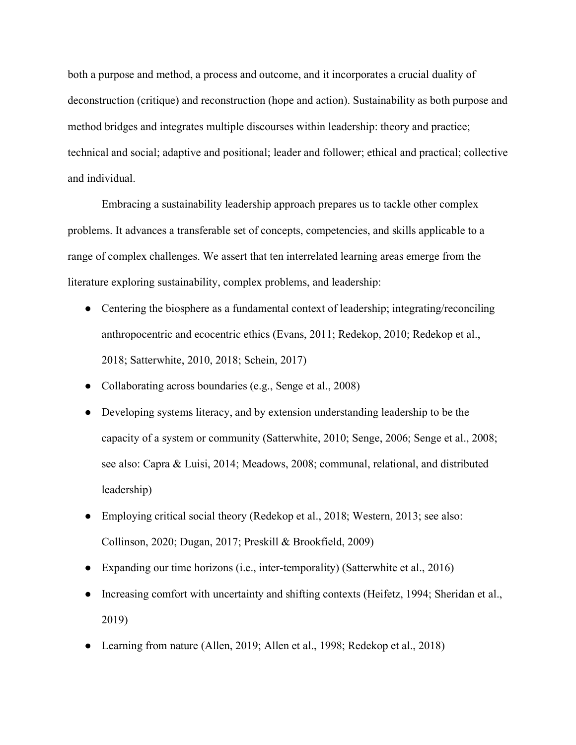both a purpose and method, a process and outcome, and it incorporates a crucial duality of deconstruction (critique) and reconstruction (hope and action). Sustainability as both purpose and method bridges and integrates multiple discourses within leadership: theory and practice; technical and social; adaptive and positional; leader and follower; ethical and practical; collective and individual.

Embracing a sustainability leadership approach prepares us to tackle other complex problems. It advances a transferable set of concepts, competencies, and skills applicable to a range of complex challenges. We assert that ten interrelated learning areas emerge from the literature exploring sustainability, complex problems, and leadership:

- Centering the biosphere as a fundamental context of leadership; integrating/reconciling anthropocentric and ecocentric ethics (Evans, 2011; Redekop, 2010; Redekop et al., 2018; Satterwhite, 2010, 2018; Schein, 2017)
- Collaborating across boundaries (e.g., Senge et al., 2008)
- Developing systems literacy, and by extension understanding leadership to be the capacity of a system or community (Satterwhite, 2010; Senge, 2006; Senge et al., 2008; see also: Capra & Luisi, 2014; Meadows, 2008; communal, relational, and distributed leadership)
- Employing critical social theory (Redekop et al., 2018; Western, 2013; see also: Collinson, 2020; Dugan, 2017; Preskill & Brookfield, 2009)
- Expanding our time horizons (i.e., inter-temporality) (Satterwhite et al., 2016)
- Increasing comfort with uncertainty and shifting contexts (Heifetz, 1994; Sheridan et al., 2019)
- Learning from nature (Allen, 2019; Allen et al., 1998; Redekop et al., 2018)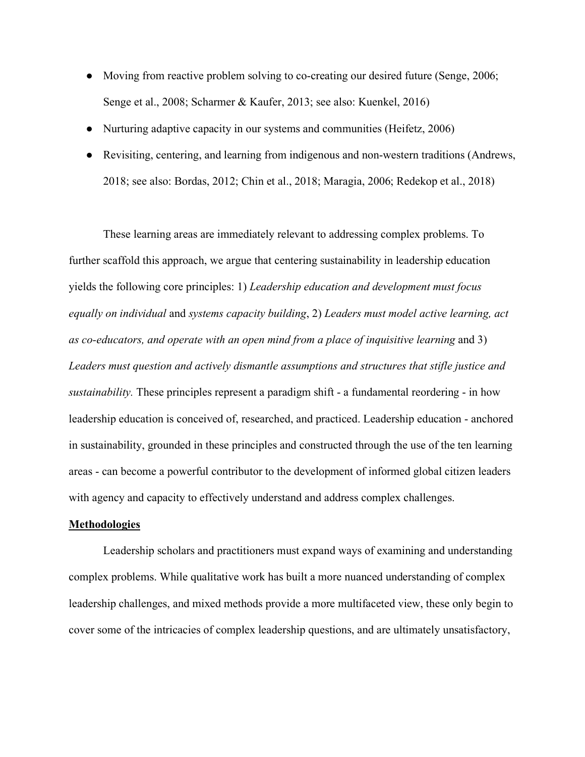- Moving from reactive problem solving to co-creating our desired future (Senge, 2006; Senge et al., 2008; Scharmer & Kaufer, 2013; see also: Kuenkel, 2016)
- Nurturing adaptive capacity in our systems and communities (Heifetz, 2006)
- Revisiting, centering, and learning from indigenous and non-western traditions (Andrews, 2018; see also: Bordas, 2012; Chin et al., 2018; Maragia, 2006; Redekop et al., 2018)

These learning areas are immediately relevant to addressing complex problems. To further scaffold this approach, we argue that centering sustainability in leadership education yields the following core principles: 1) *Leadership education and development must focus equally on individual* and *systems capacity building*, 2) *Leaders must model active learning, act as co-educators, and operate with an open mind from a place of inquisitive learning* and 3) *Leaders must question and actively dismantle assumptions and structures that stifle justice and sustainability.* These principles represent a paradigm shift - a fundamental reordering - in how leadership education is conceived of, researched, and practiced. Leadership education - anchored in sustainability, grounded in these principles and constructed through the use of the ten learning areas - can become a powerful contributor to the development of informed global citizen leaders with agency and capacity to effectively understand and address complex challenges.

## Methodologies

Leadership scholars and practitioners must expand ways of examining and understanding complex problems. While qualitative work has built a more nuanced understanding of complex leadership challenges, and mixed methods provide a more multifaceted view, these only begin to cover some of the intricacies of complex leadership questions, and are ultimately unsatisfactory,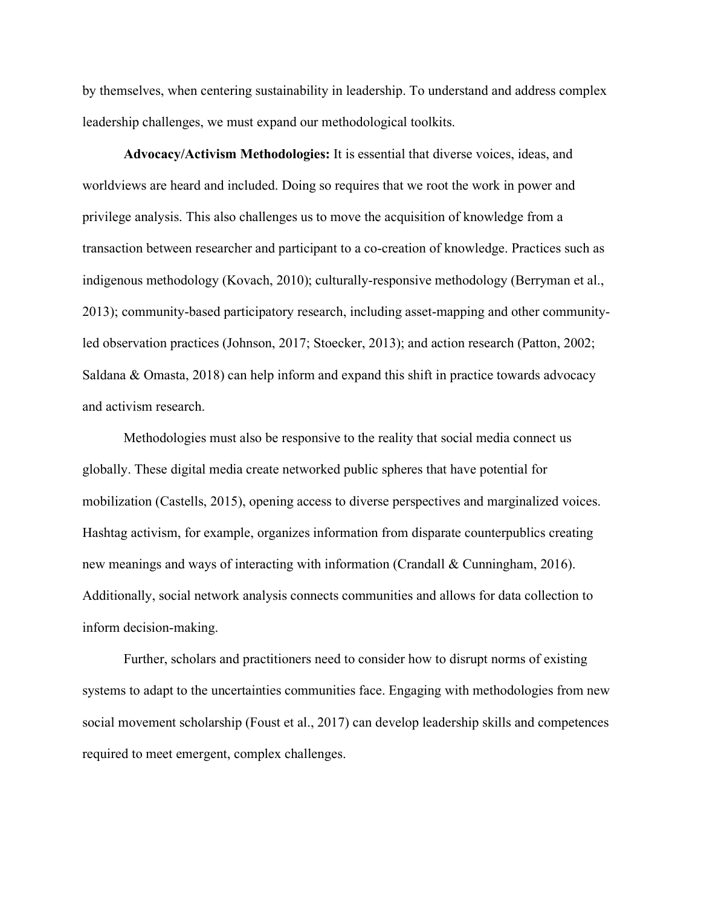by themselves, when centering sustainability in leadership. To understand and address complex leadership challenges, we must expand our methodological toolkits.

**Advocacy/Activism Methodologies:** It is essential that diverse voices, ideas, and worldviews are heard and included. Doing so requires that we root the work in power and privilege analysis. This also challenges us to move the acquisition of knowledge from a transaction between researcher and participant to a co-creation of knowledge. Practices such as indigenous methodology (Kovach, 2010); culturally-responsive methodology (Berryman et al., 2013); community-based participatory research, including asset-mapping and other community-led observation practices (Johnson, 2017; Stoecker, 2013); and action research (Patton, 2002; Saldana & Omasta, 2018) can help inform and expand this shift in practice towards advocacy and activism research.

Methodologies must also be responsive to the reality that social media connect us globally. These digital media create networked public spheres that have potential for mobilization (Castells, 2015), opening access to diverse perspectives and marginalized voices. Hashtag activism, for example, organizes information from disparate counterpublics creating new meanings and ways of interacting with information (Crandall & Cunningham, 2016). Additionally, social network analysis connects communities and allows for data collection to inform decision-making.

Further, scholars and practitioners need to consider how to disrupt norms of existing systems to adapt to the uncertainties communities face. Engaging with methodologies from new social movement scholarship (Foust et al., 2017) can develop leadership skills and competences required to meet emergent, complex challenges.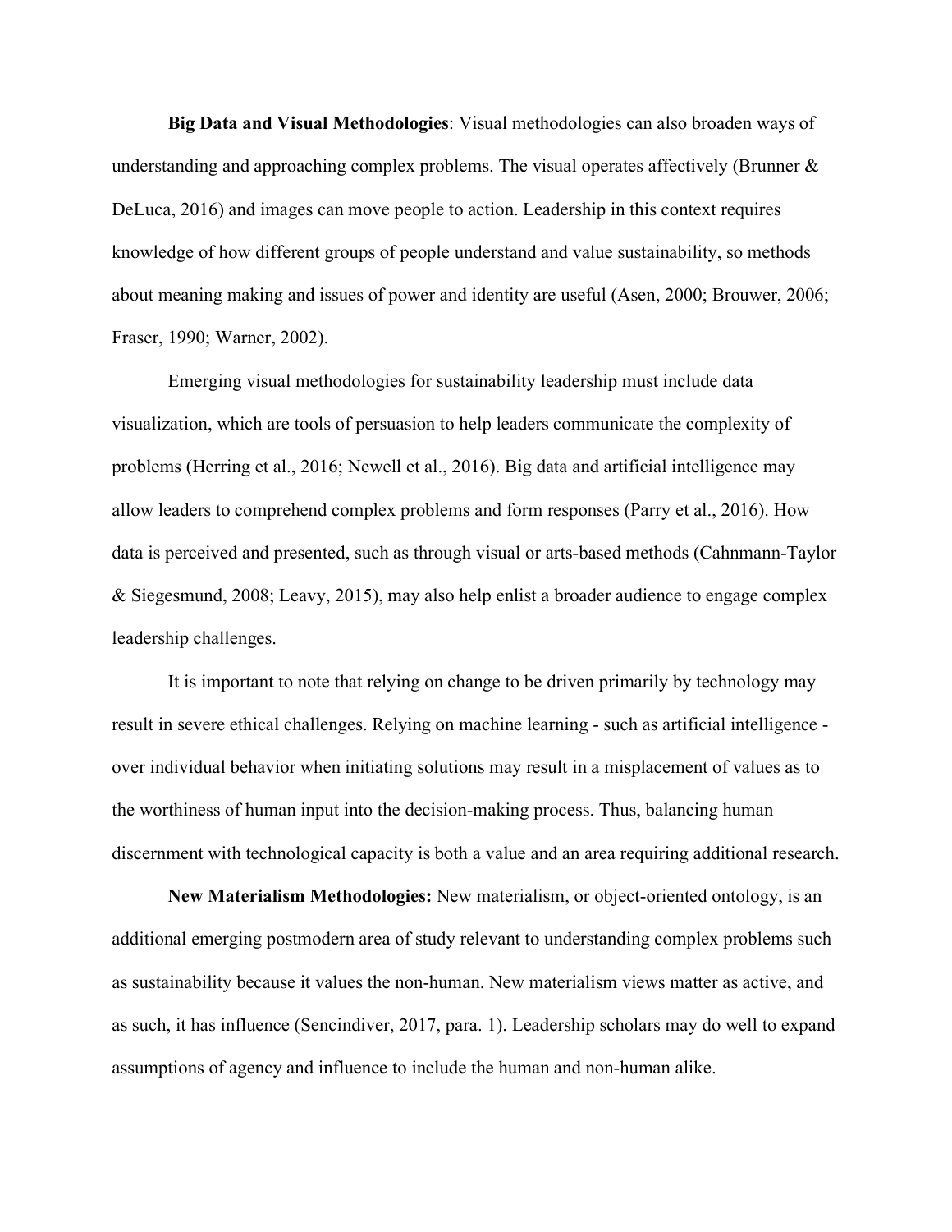**Big Data and Visual Methodologies**: Visual methodologies can also broaden ways of understanding and approaching complex problems. The visual operates affectively (Brunner & DeLuca, 2016) and images can move people to action. Leadership in this context requires knowledge of how different groups of people understand and value sustainability, so methods about meaning making and issues of power and identity are useful (Asen, 2000; Brouwer, 2006; Fraser, 1990; Warner, 2002).

Emerging visual methodologies for sustainability leadership must include data visualization, which are tools of persuasion to help leaders communicate the complexity of problems (Herring et al., 2016; Newell et al., 2016). Big data and artificial intelligence may allow leaders to comprehend complex problems and form responses (Parry et al., 2016). How data is perceived and presented, such as through visual or arts-based methods (Cahnmann-Taylor & Siegesmund, 2008; Leavy, 2015), may also help enlist a broader audience to engage complex leadership challenges.

It is important to note that relying on change to be driven primarily by technology may result in severe ethical challenges. Relying on machine learning - such as artificial intelligence - over individual behavior when initiating solutions may result in a misplacement of values as to the worthiness of human input into the decision-making process. Thus, balancing human discernment with technological capacity is both a value and an area requiring additional research.

**New Materialism Methodologies:** New materialism, or object-oriented ontology, is an additional emerging postmodern area of study relevant to understanding complex problems such as sustainability because it values the non-human. New materialism views matter as active, and as such, it has influence (Sencindiver, 2017, para. 1). Leadership scholars may do well to expand assumptions of agency and influence to include the human and non-human alike.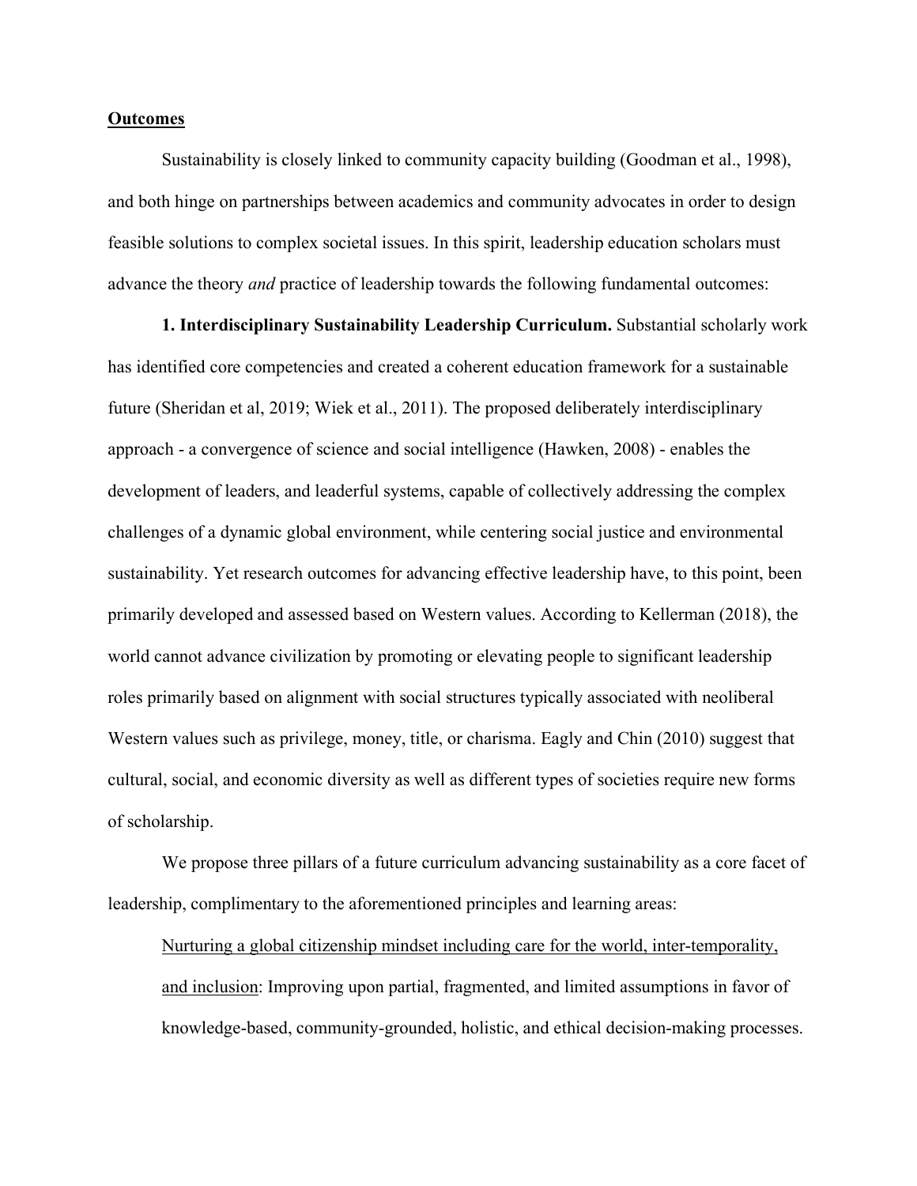**Outcomes**

Sustainability is closely linked to community capacity building (Goodman et al., 1998), and both hinge on partnerships between academics and community advocates in order to design feasible solutions to complex societal issues. In this spirit, leadership education scholars must advance the theory *and* practice of leadership towards the following fundamental outcomes:

**1. Interdisciplinary Sustainability Leadership Curriculum.** Substantial scholarly work has identified core competencies and created a coherent education framework for a sustainable future (Sheridan et al, 2019; Wiek et al., 2011). The proposed deliberately interdisciplinary approach - a convergence of science and social intelligence (Hawken, 2008) - enables the development of leaders, and leaderful systems, capable of collectively addressing the complex challenges of a dynamic global environment, while centering social justice and environmental sustainability. Yet research outcomes for advancing effective leadership have, to this point, been primarily developed and assessed based on Western values. According to Kellerman (2018), the world cannot advance civilization by promoting or elevating people to significant leadership roles primarily based on alignment with social structures typically associated with neoliberal Western values such as privilege, money, title, or charisma. Eagly and Chin (2010) suggest that cultural, social, and economic diversity as well as different types of societies require new forms of scholarship.

We propose three pillars of a future curriculum advancing sustainability as a core facet of leadership, complimentary to the aforementioned principles and learning areas:

> <u>Nurturing a global citizenship mindset including care for the world, inter-temporality, and inclusion</u>: Improving upon partial, fragmented, and limited assumptions in favor of knowledge-based, community-grounded, holistic, and ethical decision-making processes.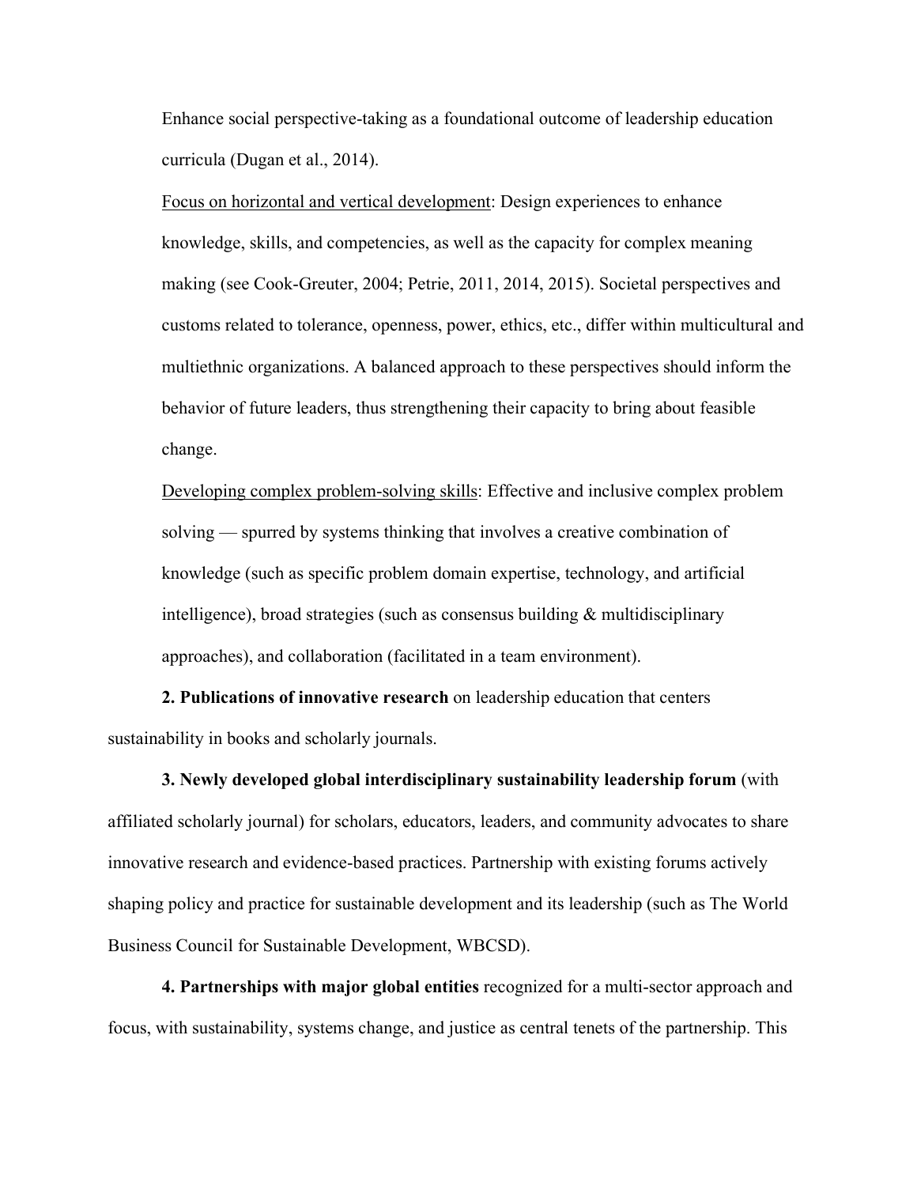Enhance social perspective-taking as a foundational outcome of leadership education curricula (Dugan et al., 2014).

<u>Focus on horizontal and vertical development</u>: Design experiences to enhance knowledge, skills, and competencies, as well as the capacity for complex meaning making (see Cook-Greuter, 2004; Petrie, 2011, 2014, 2015). Societal perspectives and customs related to tolerance, openness, power, ethics, etc., differ within multicultural and multiethnic organizations. A balanced approach to these perspectives should inform the behavior of future leaders, thus strengthening their capacity to bring about feasible change.

<u>Developing complex problem-solving skills</u>: Effective and inclusive complex problem solving — spurred by systems thinking that involves a creative combination of knowledge (such as specific problem domain expertise, technology, and artificial intelligence), broad strategies (such as consensus building & multidisciplinary approaches), and collaboration (facilitated in a team environment).

**2. Publications of innovative research** on leadership education that centers sustainability in books and scholarly journals.

**3. Newly developed global interdisciplinary sustainability leadership forum** (with affiliated scholarly journal) for scholars, educators, leaders, and community advocates to share innovative research and evidence-based practices. Partnership with existing forums actively shaping policy and practice for sustainable development and its leadership (such as The World Business Council for Sustainable Development, WBCSD).

**4. Partnerships with major global entities** recognized for a multi-sector approach and focus, with sustainability, systems change, and justice as central tenets of the partnership. This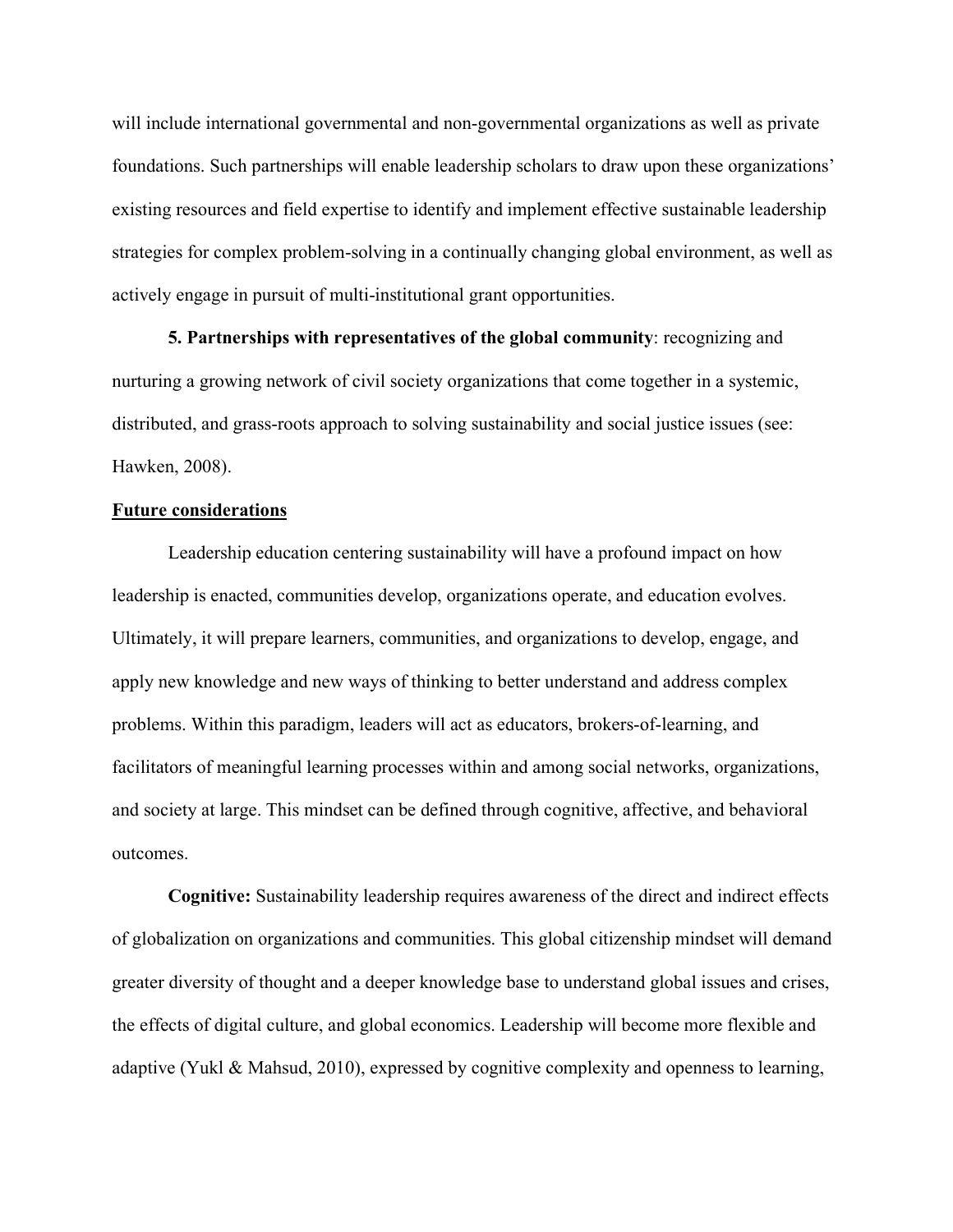will include international governmental and non-governmental organizations as well as private foundations. Such partnerships will enable leadership scholars to draw upon these organizations' existing resources and field expertise to identify and implement effective sustainable leadership strategies for complex problem-solving in a continually changing global environment, as well as actively engage in pursuit of multi-institutional grant opportunities.

**5. Partnerships with representatives of the global community**: recognizing and nurturing a growing network of civil society organizations that come together in a systemic, distributed, and grass-roots approach to solving sustainability and social justice issues (see: Hawken, 2008).

## Future considerations

Leadership education centering sustainability will have a profound impact on how leadership is enacted, communities develop, organizations operate, and education evolves. Ultimately, it will prepare learners, communities, and organizations to develop, engage, and apply new knowledge and new ways of thinking to better understand and address complex problems. Within this paradigm, leaders will act as educators, brokers-of-learning, and facilitators of meaningful learning processes within and among social networks, organizations, and society at large. This mindset can be defined through cognitive, affective, and behavioral outcomes.

**Cognitive:** Sustainability leadership requires awareness of the direct and indirect effects of globalization on organizations and communities. This global citizenship mindset will demand greater diversity of thought and a deeper knowledge base to understand global issues and crises, the effects of digital culture, and global economics. Leadership will become more flexible and adaptive (Yukl & Mahsud, 2010), expressed by cognitive complexity and openness to learning,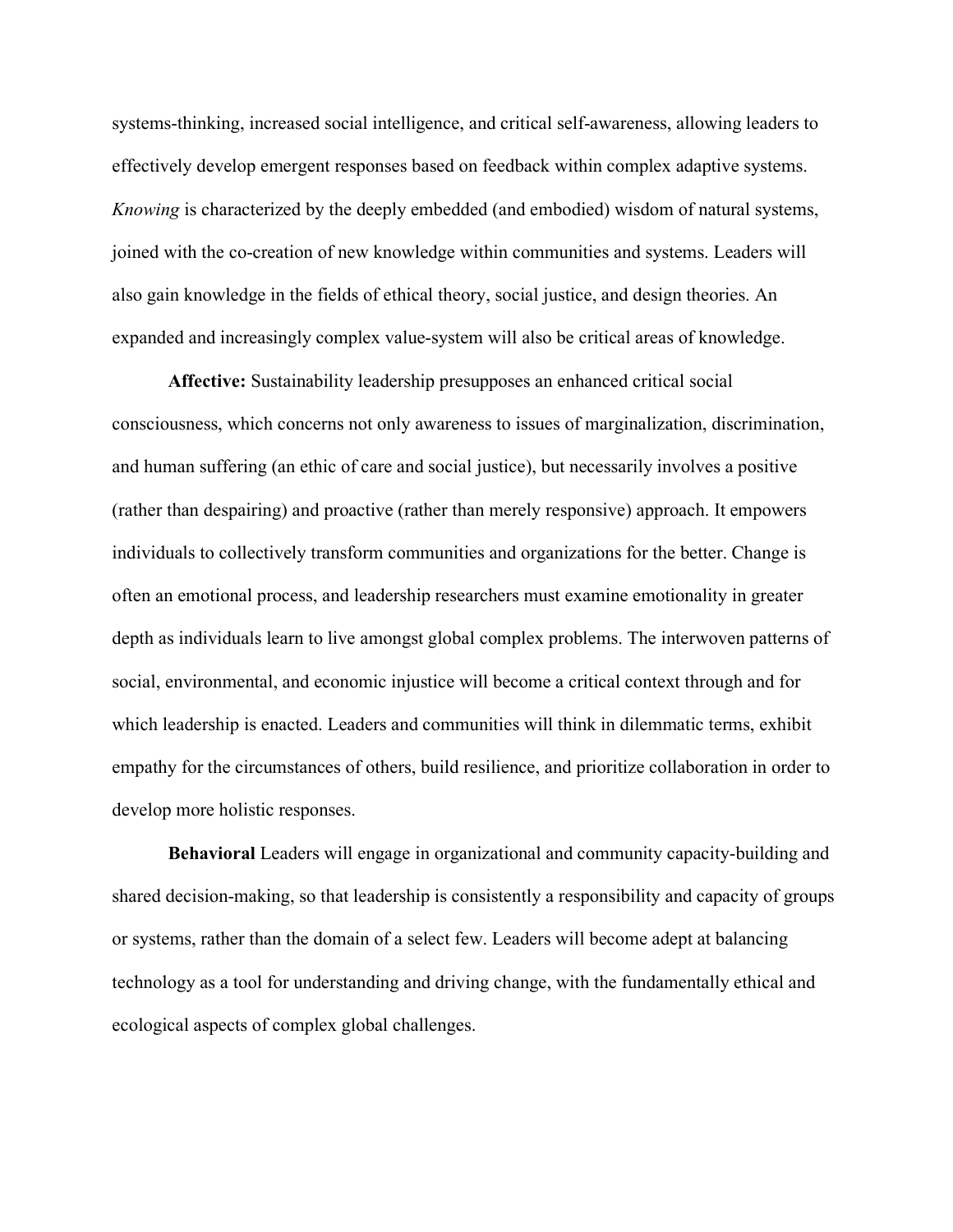systems-thinking, increased social intelligence, and critical self-awareness, allowing leaders to effectively develop emergent responses based on feedback within complex adaptive systems. *Knowing* is characterized by the deeply embedded (and embodied) wisdom of natural systems, joined with the co-creation of new knowledge within communities and systems. Leaders will also gain knowledge in the fields of ethical theory, social justice, and design theories. An expanded and increasingly complex value-system will also be critical areas of knowledge.

**Affective:** Sustainability leadership presupposes an enhanced critical social consciousness, which concerns not only awareness to issues of marginalization, discrimination, and human suffering (an ethic of care and social justice), but necessarily involves a positive (rather than despairing) and proactive (rather than merely responsive) approach. It empowers individuals to collectively transform communities and organizations for the better. Change is often an emotional process, and leadership researchers must examine emotionality in greater depth as individuals learn to live amongst global complex problems. The interwoven patterns of social, environmental, and economic injustice will become a critical context through and for which leadership is enacted. Leaders and communities will think in dilemmatic terms, exhibit empathy for the circumstances of others, build resilience, and prioritize collaboration in order to develop more holistic responses.

**Behavioral** Leaders will engage in organizational and community capacity-building and shared decision-making, so that leadership is consistently a responsibility and capacity of groups or systems, rather than the domain of a select few. Leaders will become adept at balancing technology as a tool for understanding and driving change, with the fundamentally ethical and ecological aspects of complex global challenges.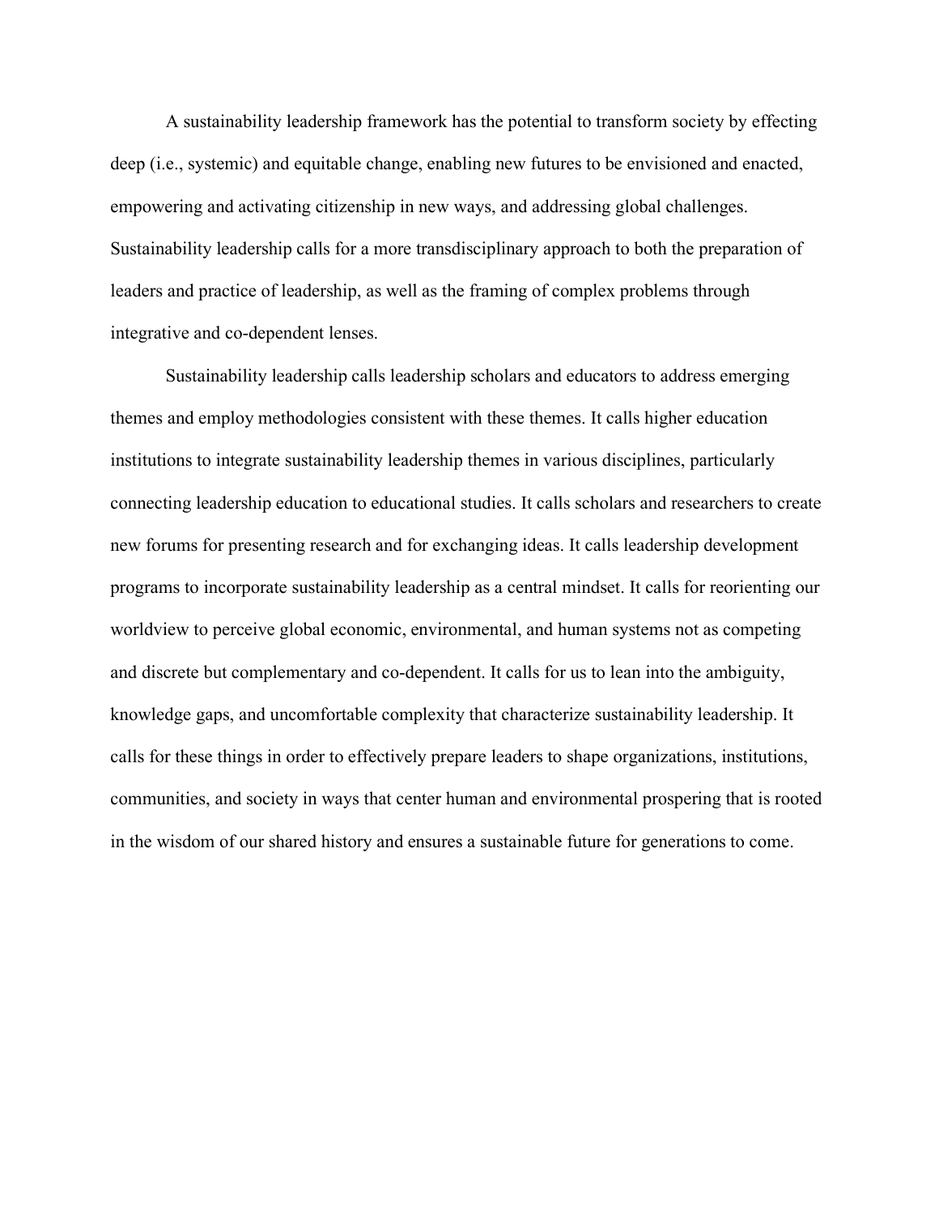A sustainability leadership framework has the potential to transform society by effecting deep (i.e., systemic) and equitable change, enabling new futures to be envisioned and enacted, empowering and activating citizenship in new ways, and addressing global challenges. Sustainability leadership calls for a more transdisciplinary approach to both the preparation of leaders and practice of leadership, as well as the framing of complex problems through integrative and co-dependent lenses.

Sustainability leadership calls leadership scholars and educators to address emerging themes and employ methodologies consistent with these themes. It calls higher education institutions to integrate sustainability leadership themes in various disciplines, particularly connecting leadership education to educational studies. It calls scholars and researchers to create new forums for presenting research and for exchanging ideas. It calls leadership development programs to incorporate sustainability leadership as a central mindset. It calls for reorienting our worldview to perceive global economic, environmental, and human systems not as competing and discrete but complementary and co-dependent. It calls for us to lean into the ambiguity, knowledge gaps, and uncomfortable complexity that characterize sustainability leadership. It calls for these things in order to effectively prepare leaders to shape organizations, institutions, communities, and society in ways that center human and environmental prospering that is rooted in the wisdom of our shared history and ensures a sustainable future for generations to come.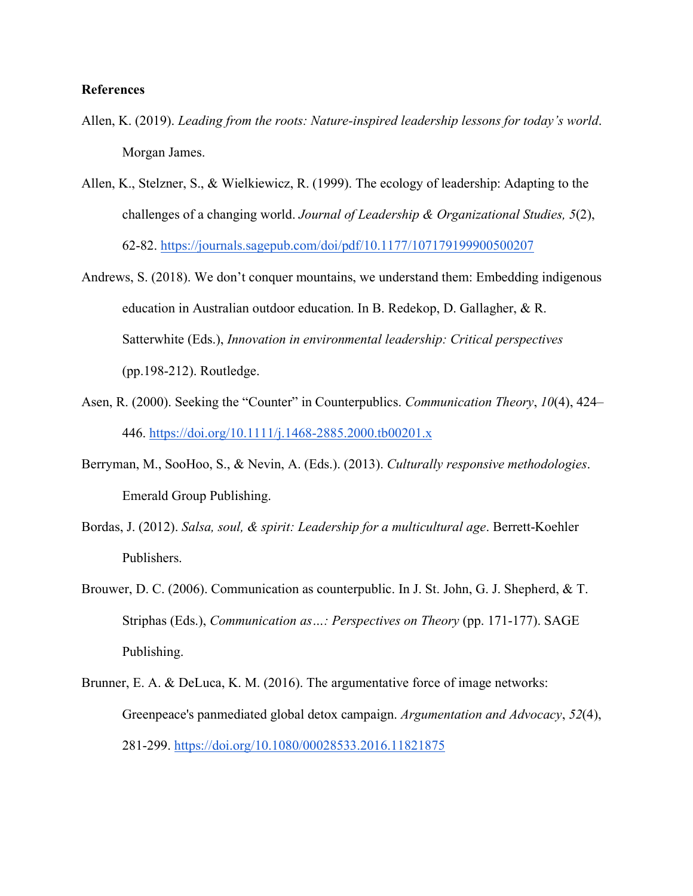**References**

Allen, K. (2019). *Leading from the roots: Nature-inspired leadership lessons for today's world*. Morgan James.

Allen, K., Stelzner, S., & Wielkiewicz, R. (1999). The ecology of leadership: Adapting to the challenges of a changing world. *Journal of Leadership & Organizational Studies, 5*(2), 62-82. https://journals.sagepub.com/doi/pdf/10.1177/107179199900500207

Andrews, S. (2018). We don't conquer mountains, we understand them: Embedding indigenous education in Australian outdoor education. In B. Redekop, D. Gallagher, & R. Satterwhite (Eds.), *Innovation in environmental leadership: Critical perspectives* (pp.198-212). Routledge.

Asen, R. (2000). Seeking the "Counter" in Counterpublics. *Communication Theory*, *10*(4), 424–446. https://doi.org/10.1111/j.1468-2885.2000.tb00201.x

Berryman, M., SooHoo, S., & Nevin, A. (Eds.). (2013). *Culturally responsive methodologies*. Emerald Group Publishing.

Bordas, J. (2012). *Salsa, soul, & spirit: Leadership for a multicultural age*. Berrett-Koehler Publishers.

Brouwer, D. C. (2006). Communication as counterpublic. In J. St. John, G. J. Shepherd, & T. Striphas (Eds.), *Communication as…: Perspectives on Theory* (pp. 171-177). SAGE Publishing.

Brunner, E. A. & DeLuca, K. M. (2016). The argumentative force of image networks: Greenpeace's panmediated global detox campaign. *Argumentation and Advocacy*, *52*(4), 281-299. https://doi.org/10.1080/00028533.2016.11821875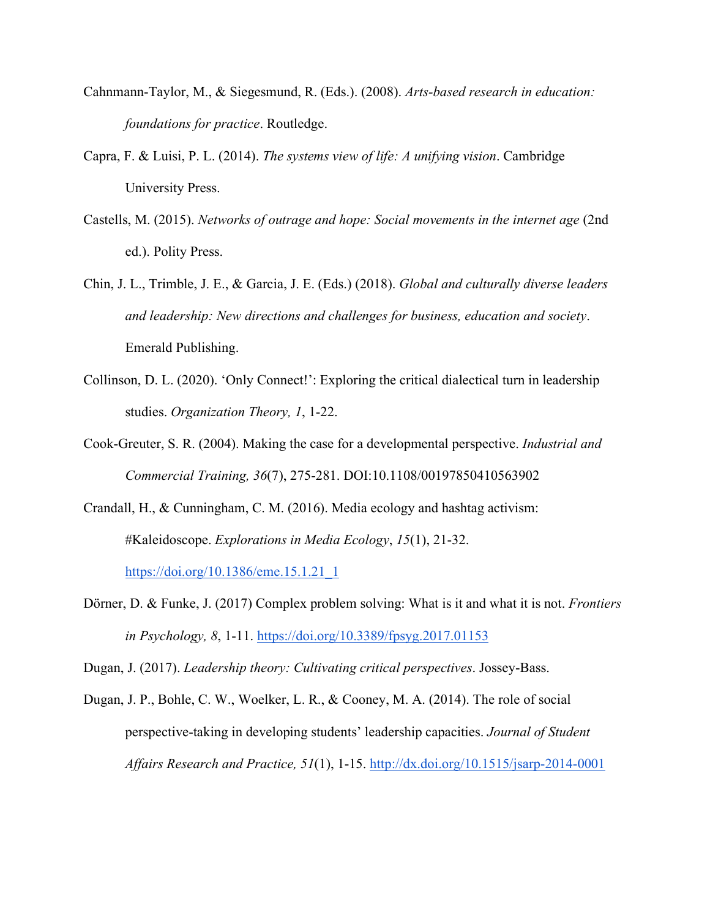Cahnmann-Taylor, M., & Siegesmund, R. (Eds.). (2008). *Arts-based research in education: foundations for practice*. Routledge.

Capra, F. & Luisi, P. L. (2014). *The systems view of life: A unifying vision*. Cambridge University Press.

Castells, M. (2015). *Networks of outrage and hope: Social movements in the internet age* (2nd ed.). Polity Press.

Chin, J. L., Trimble, J. E., & Garcia, J. E. (Eds.) (2018). *Global and culturally diverse leaders and leadership: New directions and challenges for business, education and society*. Emerald Publishing.

Collinson, D. L. (2020). 'Only Connect!': Exploring the critical dialectical turn in leadership studies. *Organization Theory, 1*, 1-22.

Cook-Greuter, S. R. (2004). Making the case for a developmental perspective. *Industrial and Commercial Training, 36*(7), 275-281. DOI:10.1108/00197850410563902

Crandall, H., & Cunningham, C. M. (2016). Media ecology and hashtag activism: #Kaleidoscope. *Explorations in Media Ecology*, *15*(1), 21-32. https://doi.org/10.1386/eme.15.1.21_1

Dörner, D. & Funke, J. (2017) Complex problem solving: What is it and what it is not. *Frontiers in Psychology, 8*, 1-11. https://doi.org/10.3389/fpsyg.2017.01153

Dugan, J. (2017). *Leadership theory: Cultivating critical perspectives*. Jossey-Bass.

Dugan, J. P., Bohle, C. W., Woelker, L. R., & Cooney, M. A. (2014). The role of social perspective-taking in developing students' leadership capacities. *Journal of Student Affairs Research and Practice, 51*(1), 1-15. http://dx.doi.org/10.1515/jsarp-2014-0001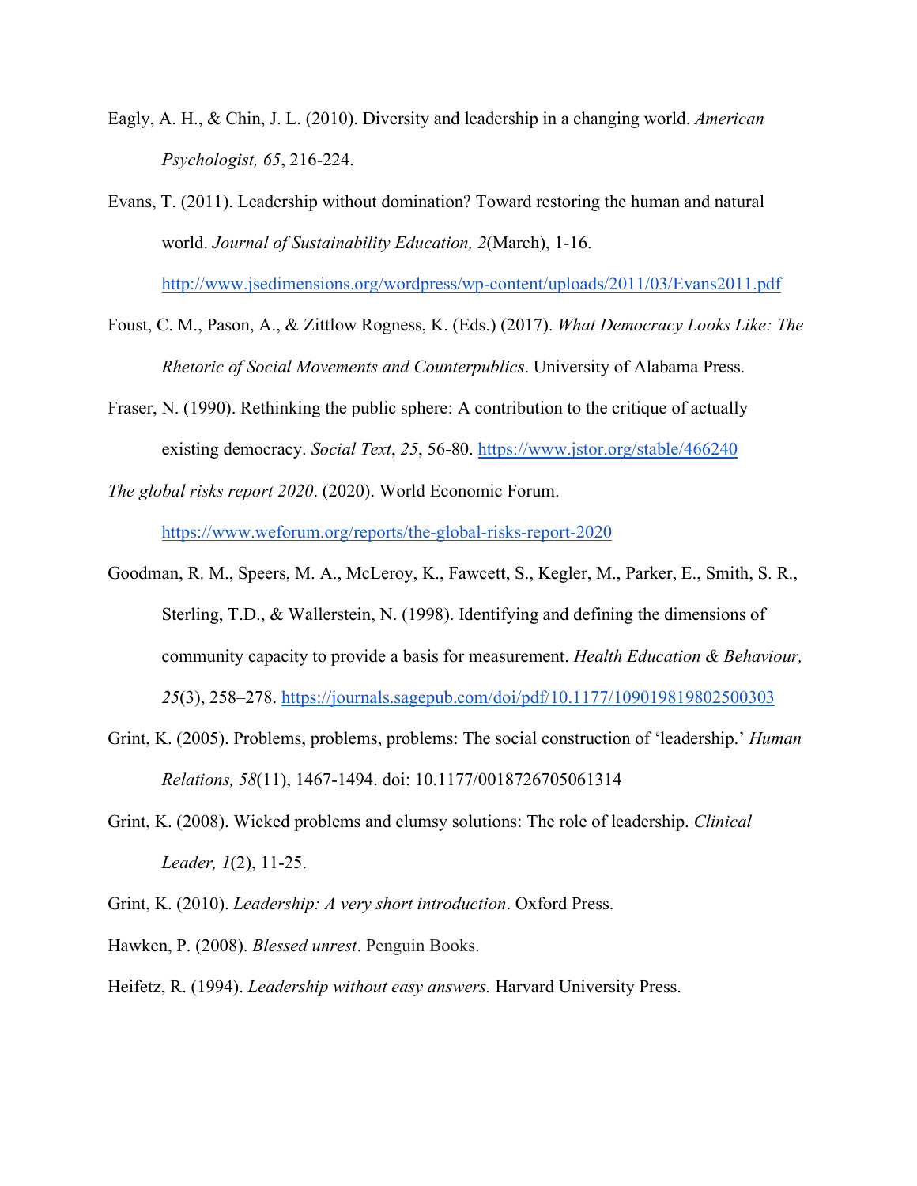Eagly, A. H., & Chin, J. L. (2010). Diversity and leadership in a changing world. *American Psychologist, 65*, 216-224.

Evans, T. (2011). Leadership without domination? Toward restoring the human and natural world. *Journal of Sustainability Education, 2*(March), 1-16. http://www.jsedimensions.org/wordpress/wp-content/uploads/2011/03/Evans2011.pdf

Foust, C. M., Pason, A., & Zittlow Rogness, K. (Eds.) (2017). *What Democracy Looks Like: The Rhetoric of Social Movements and Counterpublics*. University of Alabama Press.

Fraser, N. (1990). Rethinking the public sphere: A contribution to the critique of actually existing democracy. *Social Text*, *25*, 56-80. https://www.jstor.org/stable/466240

*The global risks report 2020*. (2020). World Economic Forum. https://www.weforum.org/reports/the-global-risks-report-2020

Goodman, R. M., Speers, M. A., McLeroy, K., Fawcett, S., Kegler, M., Parker, E., Smith, S. R., Sterling, T.D., & Wallerstein, N. (1998). Identifying and defining the dimensions of community capacity to provide a basis for measurement. *Health Education & Behaviour, 25*(3), 258–278. https://journals.sagepub.com/doi/pdf/10.1177/109019819802500303

Grint, K. (2005). Problems, problems, problems: The social construction of 'leadership.' *Human Relations, 58*(11), 1467-1494. doi: 10.1177/0018726705061314

Grint, K. (2008). Wicked problems and clumsy solutions: The role of leadership. *Clinical Leader, 1*(2), 11-25.

Grint, K. (2010). *Leadership: A very short introduction*. Oxford Press.

Hawken, P. (2008). *Blessed unrest*. Penguin Books.

Heifetz, R. (1994). *Leadership without easy answers.* Harvard University Press.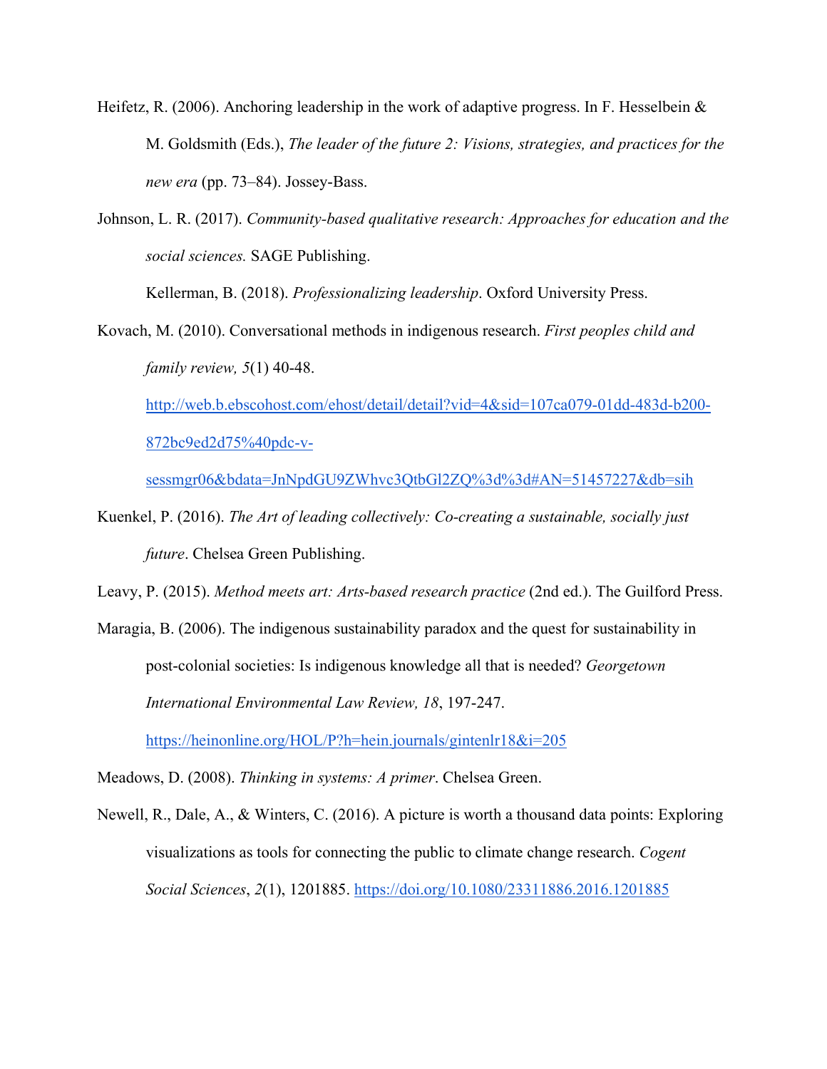Heifetz, R. (2006). Anchoring leadership in the work of adaptive progress. In F. Hesselbein & M. Goldsmith (Eds.), *The leader of the future 2: Visions, strategies, and practices for the new era* (pp. 73–84). Jossey-Bass.

Johnson, L. R. (2017). *Community-based qualitative research: Approaches for education and the social sciences.* SAGE Publishing.

Kellerman, B. (2018). *Professionalizing leadership*. Oxford University Press.

Kovach, M. (2010). Conversational methods in indigenous research. *First peoples child and family review, 5*(1) 40-48. http://web.b.ebscohost.com/ehost/detail/detail?vid=4&sid=107ca079-01dd-483d-b200-872bc9ed2d75%40pdc-v-sessmgr06&bdata=JnNpdGU9ZWhvc3QtbGl2ZQ%3d%3d#AN=51457227&db=sih

Kuenkel, P. (2016). *The Art of leading collectively: Co-creating a sustainable, socially just future*. Chelsea Green Publishing.

Leavy, P. (2015). *Method meets art: Arts-based research practice* (2nd ed.). The Guilford Press.

Maragia, B. (2006). The indigenous sustainability paradox and the quest for sustainability in post-colonial societies: Is indigenous knowledge all that is needed? *Georgetown International Environmental Law Review, 18*, 197-247. https://heinonline.org/HOL/P?h=hein.journals/gintenlr18&i=205

Meadows, D. (2008). *Thinking in systems: A primer*. Chelsea Green.

Newell, R., Dale, A., & Winters, C. (2016). A picture is worth a thousand data points: Exploring visualizations as tools for connecting the public to climate change research. *Cogent Social Sciences*, *2*(1), 1201885. https://doi.org/10.1080/23311886.2016.1201885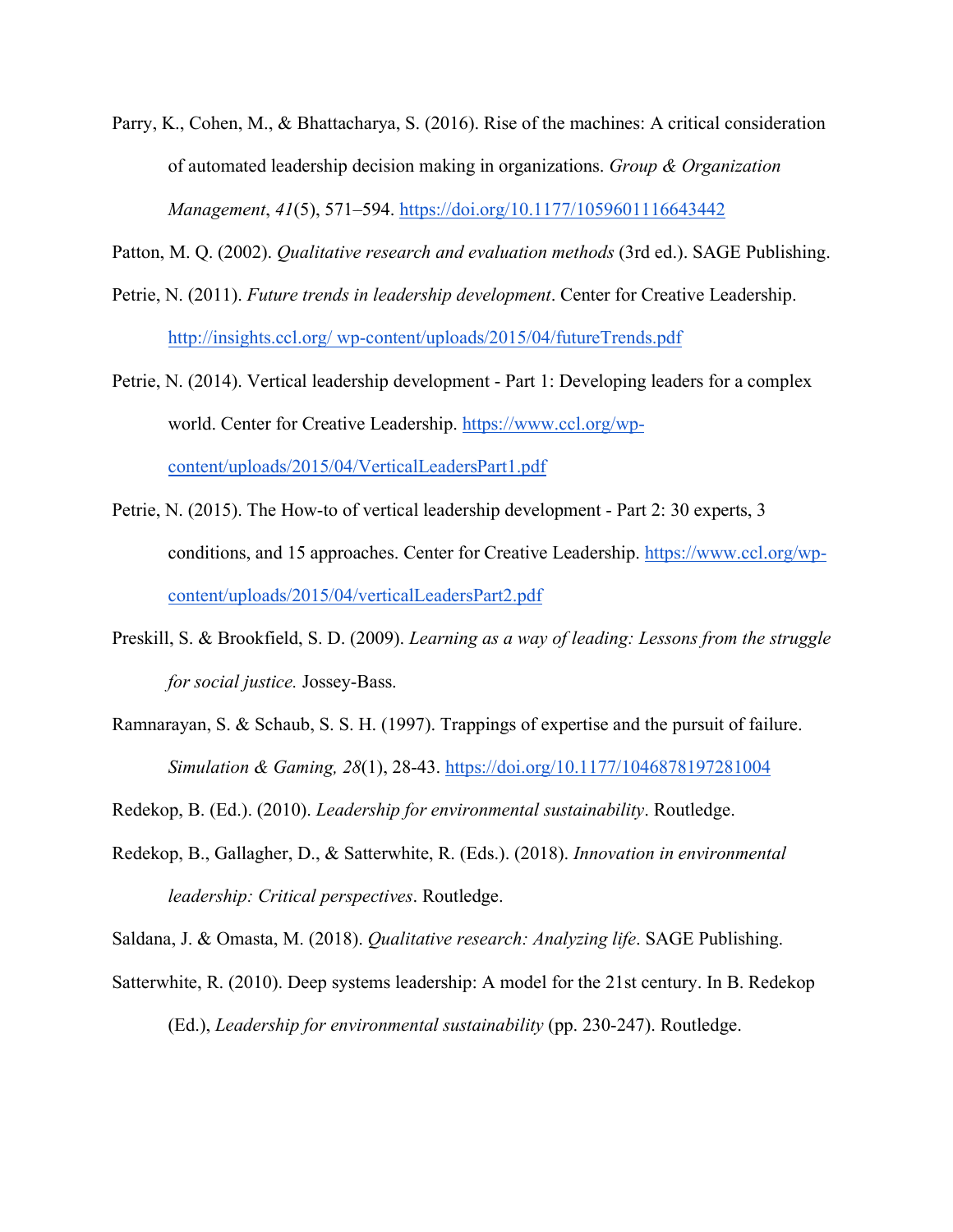Parry, K., Cohen, M., & Bhattacharya, S. (2016). Rise of the machines: A critical consideration of automated leadership decision making in organizations. *Group & Organization Management*, *41*(5), 571–594. https://doi.org/10.1177/1059601116643442

Patton, M. Q. (2002). *Qualitative research and evaluation methods* (3rd ed.). SAGE Publishing.

Petrie, N. (2011). *Future trends in leadership development*. Center for Creative Leadership. http://insights.ccl.org/ wp-content/uploads/2015/04/futureTrends.pdf

Petrie, N. (2014). Vertical leadership development - Part 1: Developing leaders for a complex world. Center for Creative Leadership. https://www.ccl.org/wp-content/uploads/2015/04/VerticalLeadersPart1.pdf

Petrie, N. (2015). The How-to of vertical leadership development - Part 2: 30 experts, 3 conditions, and 15 approaches. Center for Creative Leadership. https://www.ccl.org/wp-content/uploads/2015/04/verticalLeadersPart2.pdf

Preskill, S. & Brookfield, S. D. (2009). *Learning as a way of leading: Lessons from the struggle for social justice.* Jossey-Bass.

Ramnarayan, S. & Schaub, S. S. H. (1997). Trappings of expertise and the pursuit of failure. *Simulation & Gaming, 28*(1), 28-43. https://doi.org/10.1177/1046878197281004

Redekop, B. (Ed.). (2010). *Leadership for environmental sustainability*. Routledge.

Redekop, B., Gallagher, D., & Satterwhite, R. (Eds.). (2018). *Innovation in environmental leadership: Critical perspectives*. Routledge.

Saldana, J. & Omasta, M. (2018). *Qualitative research: Analyzing life*. SAGE Publishing.

Satterwhite, R. (2010). Deep systems leadership: A model for the 21st century. In B. Redekop (Ed.), *Leadership for environmental sustainability* (pp. 230-247). Routledge.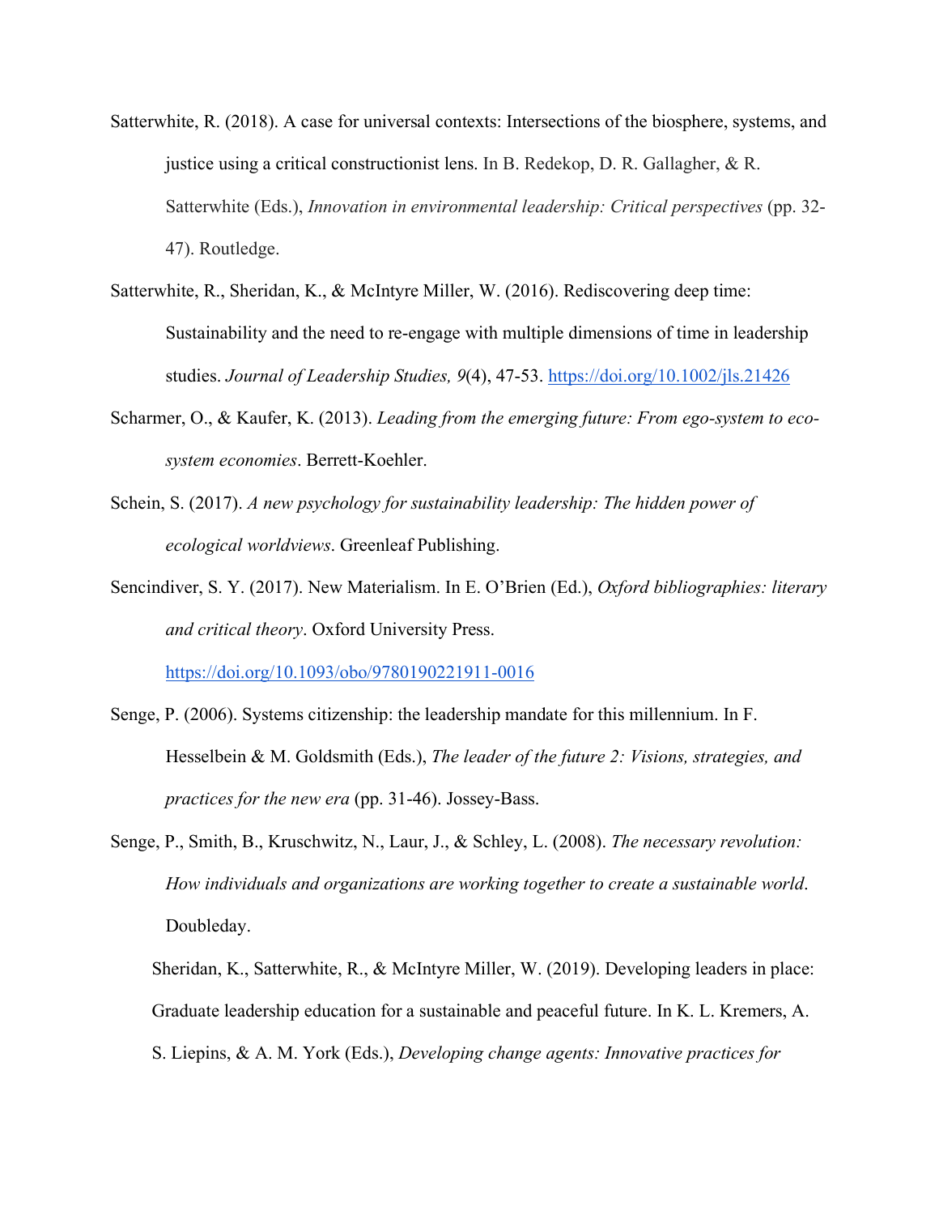Satterwhite, R. (2018). A case for universal contexts: Intersections of the biosphere, systems, and justice using a critical constructionist lens. In B. Redekop, D. R. Gallagher, & R. Satterwhite (Eds.), *Innovation in environmental leadership: Critical perspectives* (pp. 32-47). Routledge.

Satterwhite, R., Sheridan, K., & McIntyre Miller, W. (2016). Rediscovering deep time: Sustainability and the need to re-engage with multiple dimensions of time in leadership studies. *Journal of Leadership Studies, 9*(4), 47-53. https://doi.org/10.1002/jls.21426

Scharmer, O., & Kaufer, K. (2013). *Leading from the emerging future: From ego-system to eco-system economies*. Berrett-Koehler.

Schein, S. (2017). *A new psychology for sustainability leadership: The hidden power of ecological worldviews*. Greenleaf Publishing.

Sencindiver, S. Y. (2017). New Materialism. In E. O'Brien (Ed.), *Oxford bibliographies: literary and critical theory*. Oxford University Press. https://doi.org/10.1093/obo/9780190221911-0016

Senge, P. (2006). Systems citizenship: the leadership mandate for this millennium. In F. Hesselbein & M. Goldsmith (Eds.), *The leader of the future 2: Visions, strategies, and practices for the new era* (pp. 31-46). Jossey-Bass.

Senge, P., Smith, B., Kruschwitz, N., Laur, J., & Schley, L. (2008). *The necessary revolution: How individuals and organizations are working together to create a sustainable world*. Doubleday.

Sheridan, K., Satterwhite, R., & McIntyre Miller, W. (2019). Developing leaders in place: Graduate leadership education for a sustainable and peaceful future. In K. L. Kremers, A. S. Liepins, & A. M. York (Eds.), *Developing change agents: Innovative practices for*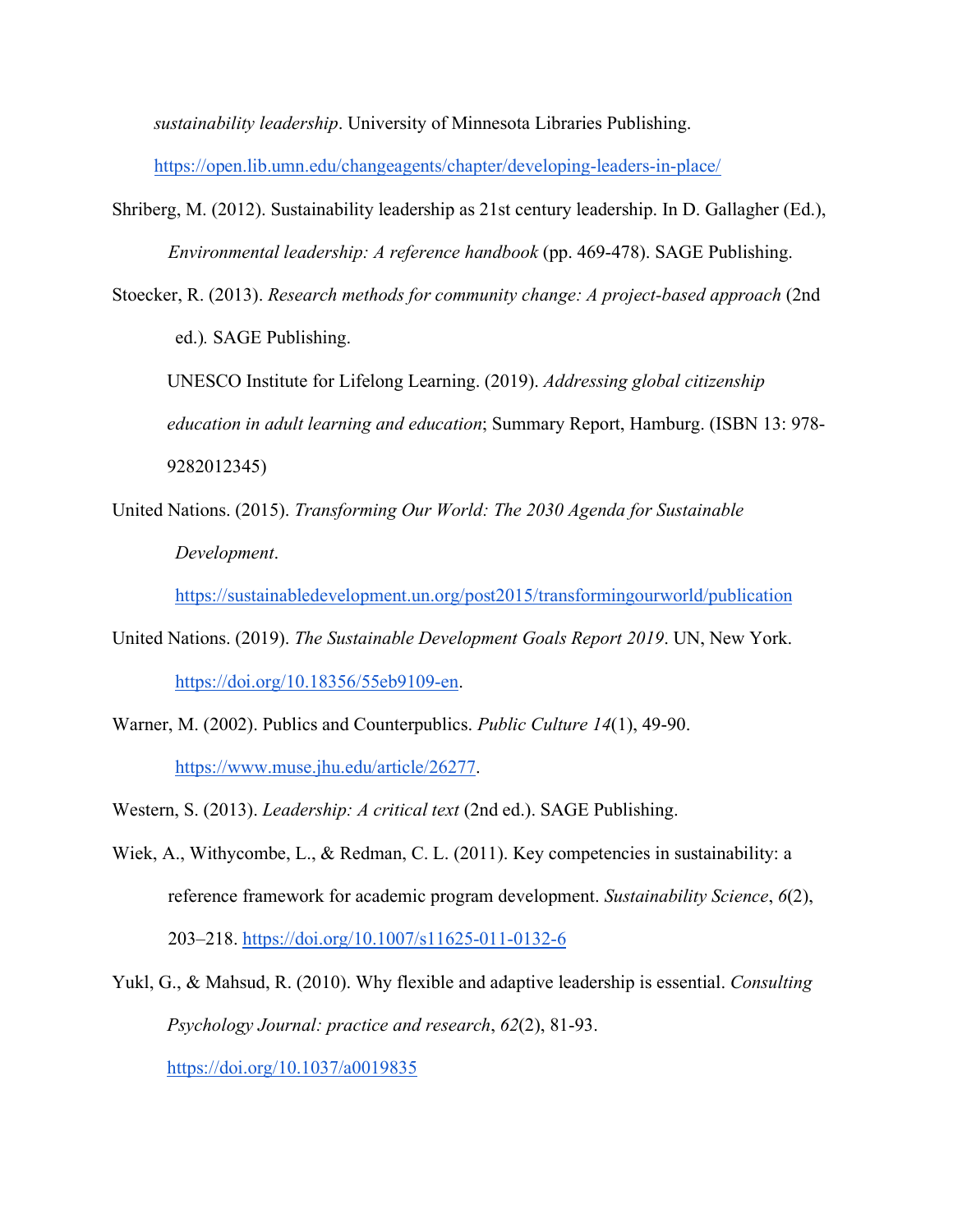*sustainability leadership*. University of Minnesota Libraries Publishing. https://open.lib.umn.edu/changeagents/chapter/developing-leaders-in-place/

Shriberg, M. (2012). Sustainability leadership as 21st century leadership. In D. Gallagher (Ed.), *Environmental leadership: A reference handbook* (pp. 469-478). SAGE Publishing.

Stoecker, R. (2013). *Research methods for community change: A project-based approach* (2nd ed.). SAGE Publishing.

UNESCO Institute for Lifelong Learning. (2019). *Addressing global citizenship education in adult learning and education*; Summary Report, Hamburg. (ISBN 13: 978-9282012345)

United Nations. (2015). *Transforming Our World: The 2030 Agenda for Sustainable Development*. https://sustainabledevelopment.un.org/post2015/transformingourworld/publication

United Nations. (2019). *The Sustainable Development Goals Report 2019*. UN, New York. https://doi.org/10.18356/55eb9109-en.

Warner, M. (2002). Publics and Counterpublics. *Public Culture 14*(1), 49-90. https://www.muse.jhu.edu/article/26277.

Western, S. (2013). *Leadership: A critical text* (2nd ed.). SAGE Publishing.

Wiek, A., Withycombe, L., & Redman, C. L. (2011). Key competencies in sustainability: a reference framework for academic program development. *Sustainability Science*, *6*(2), 203–218. https://doi.org/10.1007/s11625-011-0132-6

Yukl, G., & Mahsud, R. (2010). Why flexible and adaptive leadership is essential. *Consulting Psychology Journal: practice and research*, *62*(2), 81-93. https://doi.org/10.1037/a0019835